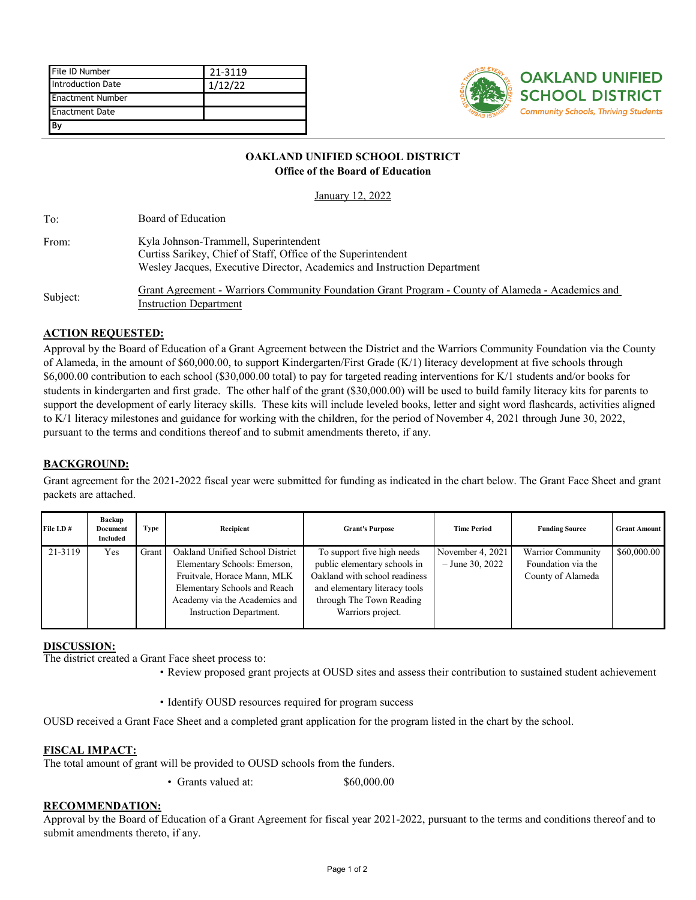| File ID Number | 21-3119 |
|---|---|
| Introduction Date | 1/12/22 |
| Enactment Number | |
| Enactment Date | |
| By | |

**OAKLAND UNIFIED SCHOOL DISTRICT**
*Community Schools, Thriving Students*

**OAKLAND UNIFIED SCHOOL DISTRICT**
**Office of the Board of Education**

January 12, 2022

To: Board of Education

From: Kyla Johnson-Trammell, Superintendent
Curtiss Sarikey, Chief of Staff, Office of the Superintendent
Wesley Jacques, Executive Director, Academics and Instruction Department

Subject: Grant Agreement - Warriors Community Foundation Grant Program - County of Alameda - Academics and Instruction Department

## ACTION REQUESTED:

Approval by the Board of Education of a Grant Agreement between the District and the Warriors Community Foundation via the County of Alameda, in the amount of $60,000.00, to support Kindergarten/First Grade (K/1) literacy development at five schools through $6,000.00 contribution to each school ($30,000.00 total) to pay for targeted reading interventions for K/1 students and/or books for students in kindergarten and first grade. The other half of the grant ($30,000.00) will be used to build family literacy kits for parents to support the development of early literacy skills. These kits will include leveled books, letter and sight word flashcards, activities aligned to K/1 literacy milestones and guidance for working with the children, for the period of November 4, 2021 through June 30, 2022, pursuant to the terms and conditions thereof and to submit amendments thereto, if any.

## BACKGROUND:

Grant agreement for the 2021-2022 fiscal year were submitted for funding as indicated in the chart below. The Grant Face Sheet and grant packets are attached.

| File I.D # | Backup Document Included | Type | Recipient | Grant's Purpose | Time Period | Funding Source | Grant Amount |
|---|---|---|---|---|---|---|---|
| 21-3119 | Yes | Grant | Oakland Unified School District Elementary Schools: Emerson, Fruitvale, Horace Mann, MLK Elementary Schools and Reach Academy via the Academics and Instruction Department. | To support five high needs public elementary schools in Oakland with school readiness and elementary literacy tools through The Town Reading Warriors project. | November 4, 2021 – June 30, 2022 | Warrior Community Foundation via the County of Alameda | $60,000.00 |

## DISCUSSION:

The district created a Grant Face sheet process to:

- Review proposed grant projects at OUSD sites and assess their contribution to sustained student achievement
- Identify OUSD resources required for program success

OUSD received a Grant Face Sheet and a completed grant application for the program listed in the chart by the school.

## FISCAL IMPACT:

The total amount of grant will be provided to OUSD schools from the funders.

- Grants valued at: $60,000.00

## RECOMMENDATION:

Approval by the Board of Education of a Grant Agreement for fiscal year 2021-2022, pursuant to the terms and conditions thereof and to submit amendments thereto, if any.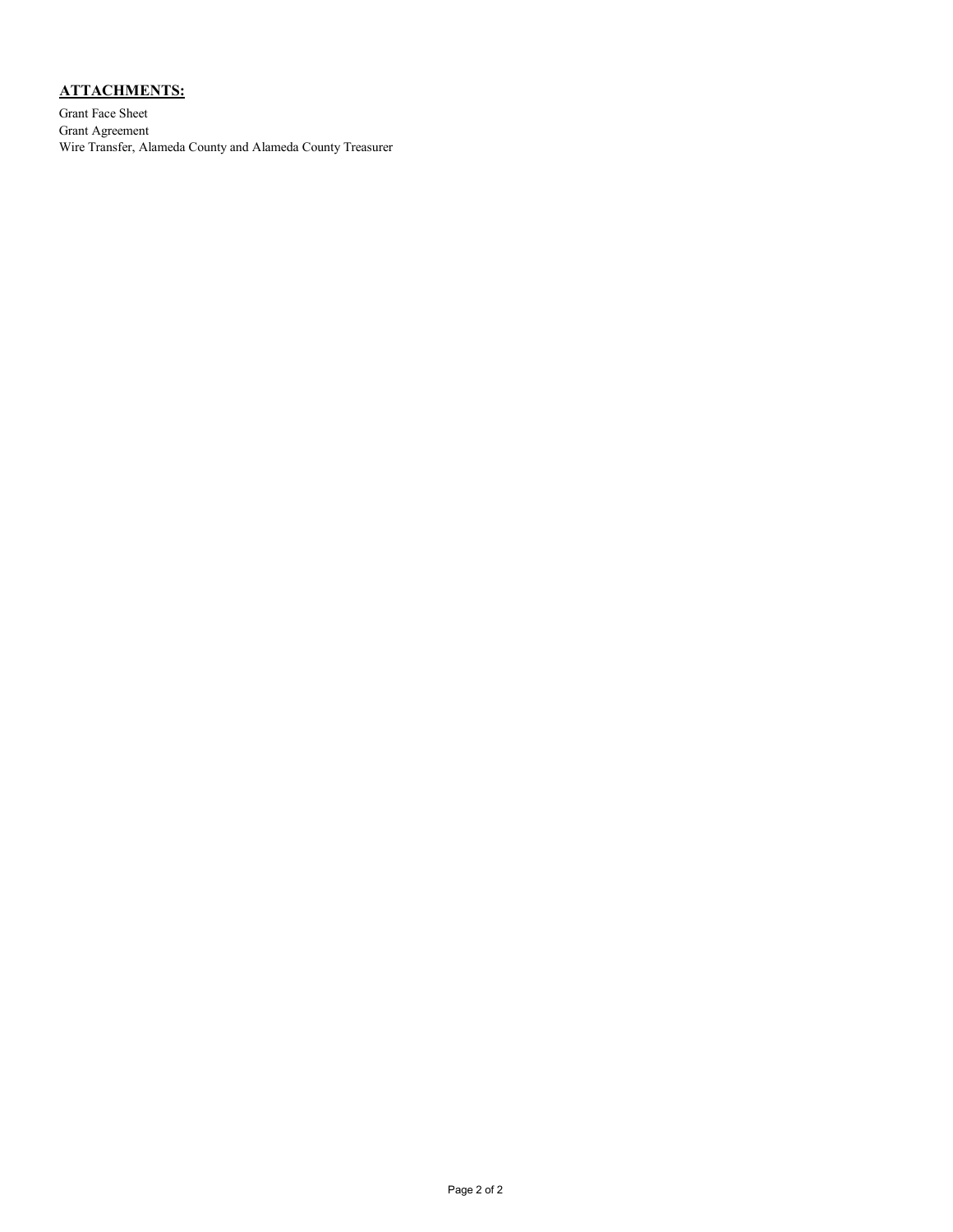## ATTACHMENTS:

Grant Face Sheet
Grant Agreement
Wire Transfer, Alameda County and Alameda County Treasurer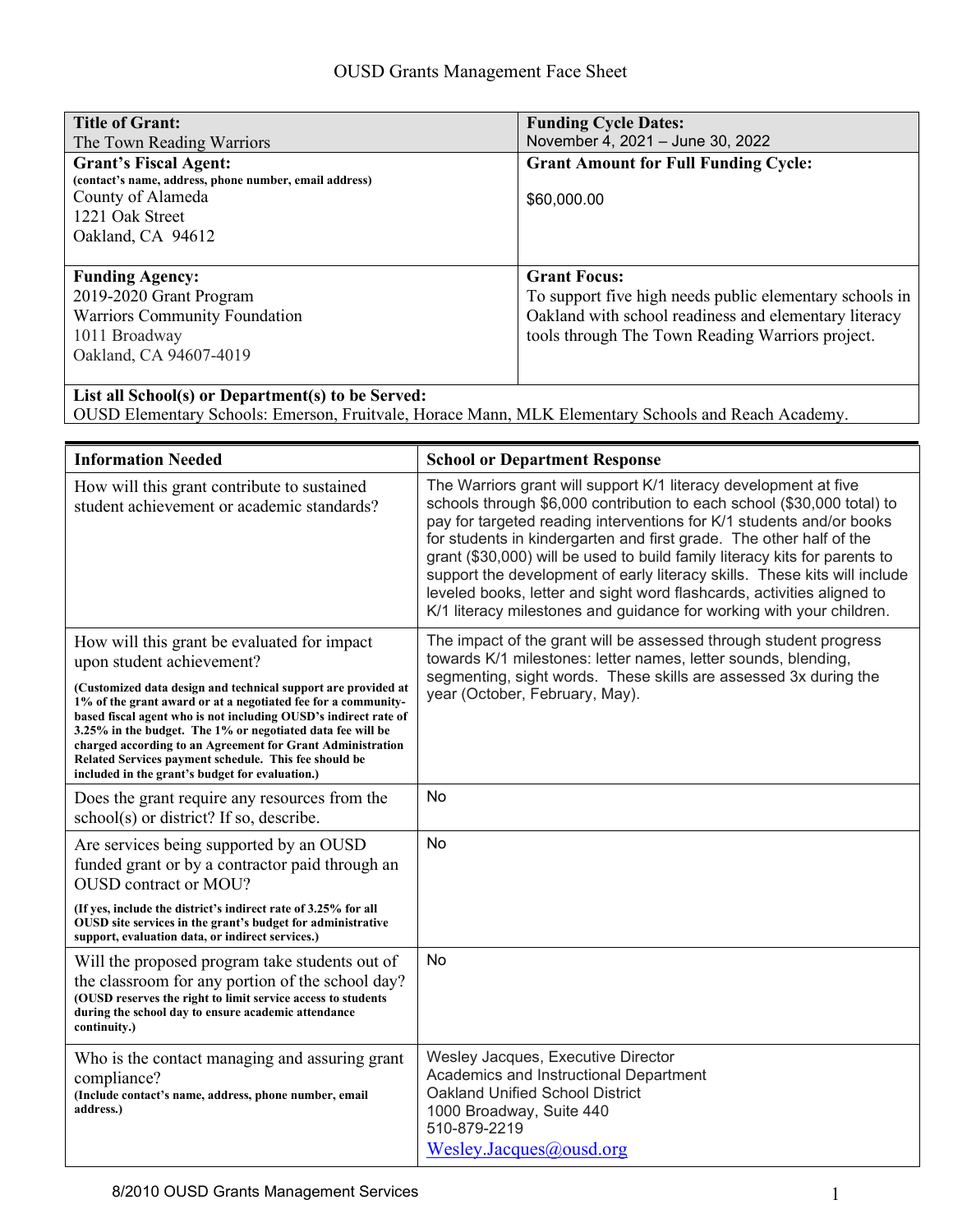# OUSD Grants Management Face Sheet

| **Title of Grant:**<br>The Town Reading Warriors | **Funding Cycle Dates:**<br>November 4, 2021 – June 30, 2022 |
|---|---|
| **Grant's Fiscal Agent:**<br>**(contact's name, address, phone number, email address)**<br>County of Alameda<br>1221 Oak Street<br>Oakland, CA 94612 | **Grant Amount for Full Funding Cycle:**<br><br>$60,000.00 |
| **Funding Agency:**<br>2019-2020 Grant Program<br>Warriors Community Foundation<br>1011 Broadway<br>Oakland, CA 94607-4019 | **Grant Focus:**<br>To support five high needs public elementary schools in Oakland with school readiness and elementary literacy tools through The Town Reading Warriors project. |
| **List all School(s) or Department(s) to be Served:**<br>OUSD Elementary Schools: Emerson, Fruitvale, Horace Mann, MLK Elementary Schools and Reach Academy. | |

| Information Needed | School or Department Response |
|---|---|
| How will this grant contribute to sustained student achievement or academic standards? | The Warriors grant will support K/1 literacy development at five schools through $6,000 contribution to each school ($30,000 total) to pay for targeted reading interventions for K/1 students and/or books for students in kindergarten and first grade. The other half of the grant ($30,000) will be used to build family literacy kits for parents to support the development of early literacy skills. These kits will include leveled books, letter and sight word flashcards, activities aligned to K/1 literacy milestones and guidance for working with your children. |
| How will this grant be evaluated for impact upon student achievement?<br><br>**(Customized data design and technical support are provided at 1% of the grant award or at a negotiated fee for a community-based fiscal agent who is not including OUSD's indirect rate of 3.25% in the budget. The 1% or negotiated data fee will be charged according to an Agreement for Grant Administration Related Services payment schedule. This fee should be included in the grant's budget for evaluation.)** | The impact of the grant will be assessed through student progress towards K/1 milestones: letter names, letter sounds, blending, segmenting, sight words. These skills are assessed 3x during the year (October, February, May). |
| Does the grant require any resources from the school(s) or district? If so, describe. | No |
| Are services being supported by an OUSD funded grant or by a contractor paid through an OUSD contract or MOU?<br><br>**(If yes, include the district's indirect rate of 3.25% for all OUSD site services in the grant's budget for administrative support, evaluation data, or indirect services.)** | No |
| Will the proposed program take students out of the classroom for any portion of the school day?<br>**(OUSD reserves the right to limit service access to students during the school day to ensure academic attendance continuity.)** | No |
| Who is the contact managing and assuring grant compliance?<br>**(Include contact's name, address, phone number, email address.)** | Wesley Jacques, Executive Director<br>Academics and Instructional Department<br>Oakland Unified School District<br>1000 Broadway, Suite 440<br>510-879-2219<br>Wesley.Jacques@ousd.org |

8/2010 OUSD Grants Management Services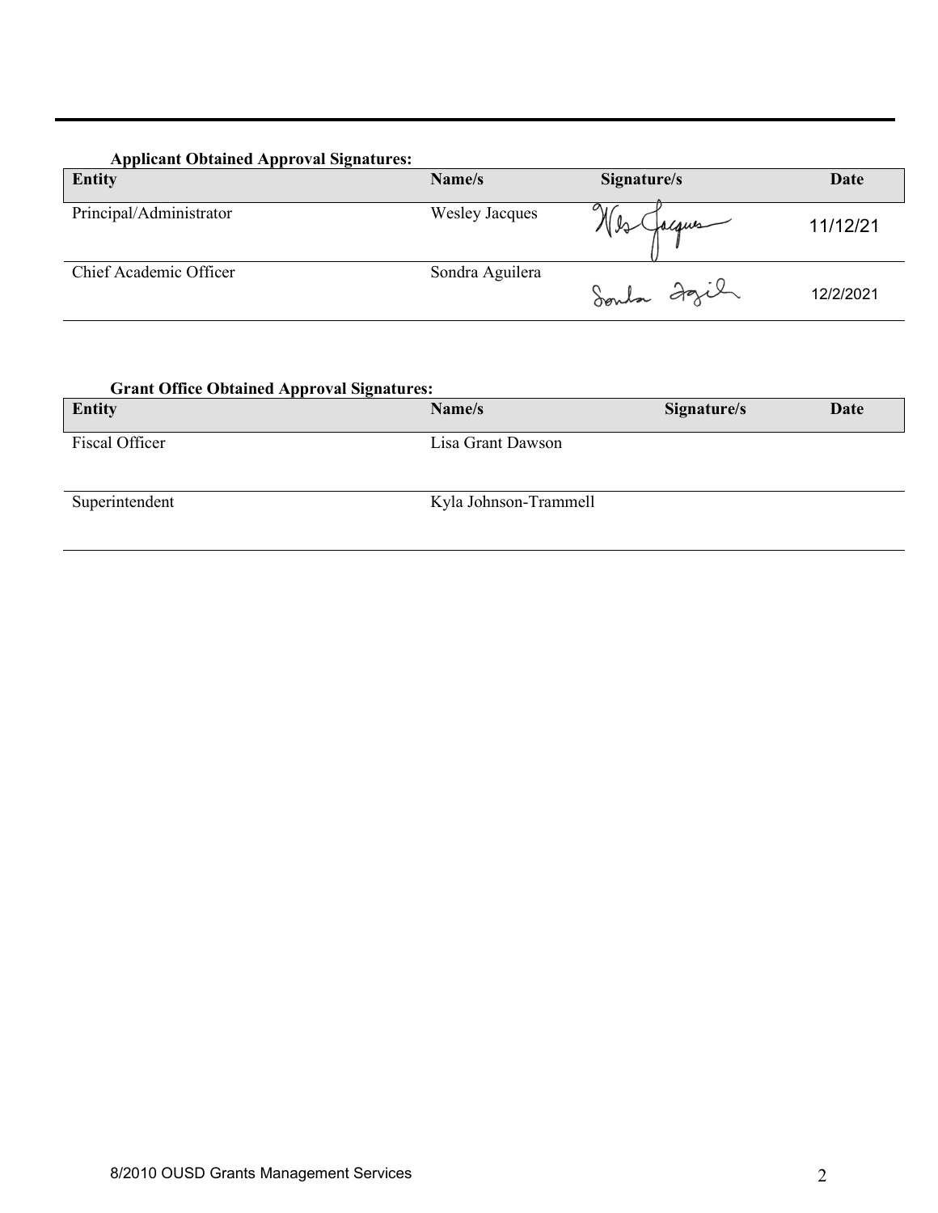**Applicant Obtained Approval Signatures:**

| Entity | Name/s | Signature/s | Date |
|---|---|---|---|
| Principal/Administrator | Wesley Jacques | Wes Jacques | 11/12/21 |
| Chief Academic Officer | Sondra Aguilera | Sondra Aguilera | 12/2/2021 |

**Grant Office Obtained Approval Signatures:**

| Entity | Name/s | Signature/s | Date |
|---|---|---|---|
| Fiscal Officer | Lisa Grant Dawson | | |
| Superintendent | Kyla Johnson-Trammell | | |

8/2010 OUSD Grants Management Services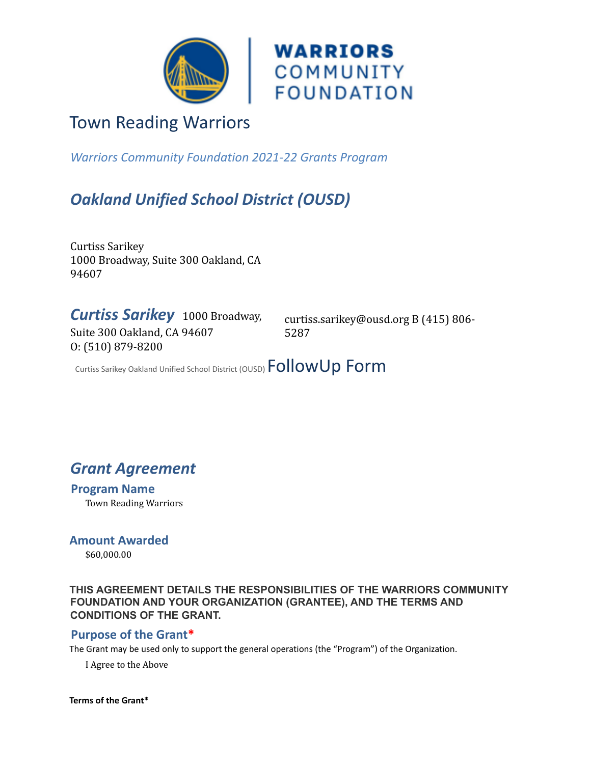WARRIORS COMMUNITY FOUNDATION

# Town Reading Warriors

*Warriors Community Foundation 2021-22 Grants Program*

## *Oakland Unified School District (OUSD)*

Curtiss Sarikey
1000 Broadway, Suite 300 Oakland, CA
94607

### *Curtiss Sarikey*

1000 Broadway, Suite 300 Oakland, CA 94607
O: (510) 879-8200

curtiss.sarikey@ousd.org B (415) 806-5287

Curtiss Sarikey Oakland Unified School District (OUSD) FollowUp Form

## *Grant Agreement*

### Program Name

Town Reading Warriors

### Amount Awarded

$60,000.00

**THIS AGREEMENT DETAILS THE RESPONSIBILITIES OF THE WARRIORS COMMUNITY FOUNDATION AND YOUR ORGANIZATION (GRANTEE), AND THE TERMS AND CONDITIONS OF THE GRANT.**

### Purpose of the Grant*

The Grant may be used only to support the general operations (the "Program") of the Organization.

I Agree to the Above

**Terms of the Grant***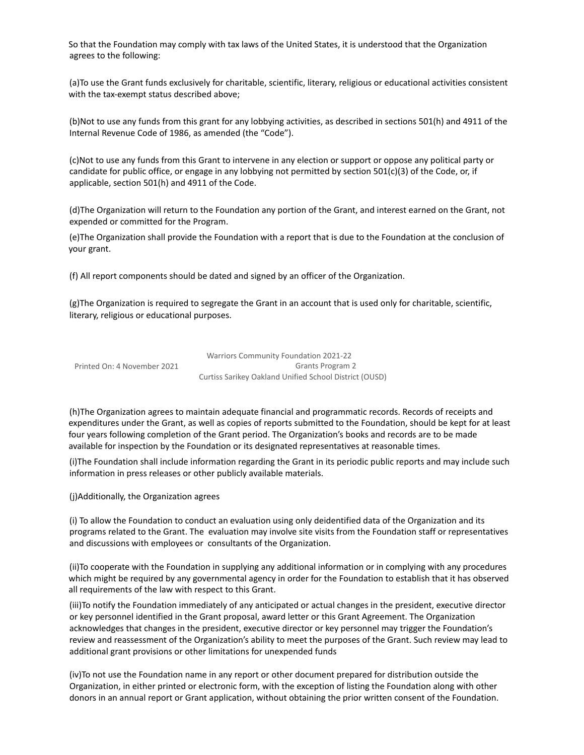So that the Foundation may comply with tax laws of the United States, it is understood that the Organization agrees to the following:

(a)To use the Grant funds exclusively for charitable, scientific, literary, religious or educational activities consistent with the tax-exempt status described above;

(b)Not to use any funds from this grant for any lobbying activities, as described in sections 501(h) and 4911 of the Internal Revenue Code of 1986, as amended (the "Code").

(c)Not to use any funds from this Grant to intervene in any election or support or oppose any political party or candidate for public office, or engage in any lobbying not permitted by section 501(c)(3) of the Code, or, if applicable, section 501(h) and 4911 of the Code.

(d)The Organization will return to the Foundation any portion of the Grant, and interest earned on the Grant, not expended or committed for the Program.

(e)The Organization shall provide the Foundation with a report that is due to the Foundation at the conclusion of your grant.

(f) All report components should be dated and signed by an officer of the Organization.

(g)The Organization is required to segregate the Grant in an account that is used only for charitable, scientific, literary, religious or educational purposes.

(h)The Organization agrees to maintain adequate financial and programmatic records. Records of receipts and expenditures under the Grant, as well as copies of reports submitted to the Foundation, should be kept for at least four years following completion of the Grant period. The Organization's books and records are to be made available for inspection by the Foundation or its designated representatives at reasonable times.

(i)The Foundation shall include information regarding the Grant in its periodic public reports and may include such information in press releases or other publicly available materials.

(j)Additionally, the Organization agrees

(i) To allow the Foundation to conduct an evaluation using only deidentified data of the Organization and its programs related to the Grant. The evaluation may involve site visits from the Foundation staff or representatives and discussions with employees or consultants of the Organization.

(ii)To cooperate with the Foundation in supplying any additional information or in complying with any procedures which might be required by any governmental agency in order for the Foundation to establish that it has observed all requirements of the law with respect to this Grant.

(iii)To notify the Foundation immediately of any anticipated or actual changes in the president, executive director or key personnel identified in the Grant proposal, award letter or this Grant Agreement. The Organization acknowledges that changes in the president, executive director or key personnel may trigger the Foundation's review and reassessment of the Organization's ability to meet the purposes of the Grant. Such review may lead to additional grant provisions or other limitations for unexpended funds

(iv)To not use the Foundation name in any report or other document prepared for distribution outside the Organization, in either printed or electronic form, with the exception of listing the Foundation along with other donors in an annual report or Grant application, without obtaining the prior written consent of the Foundation.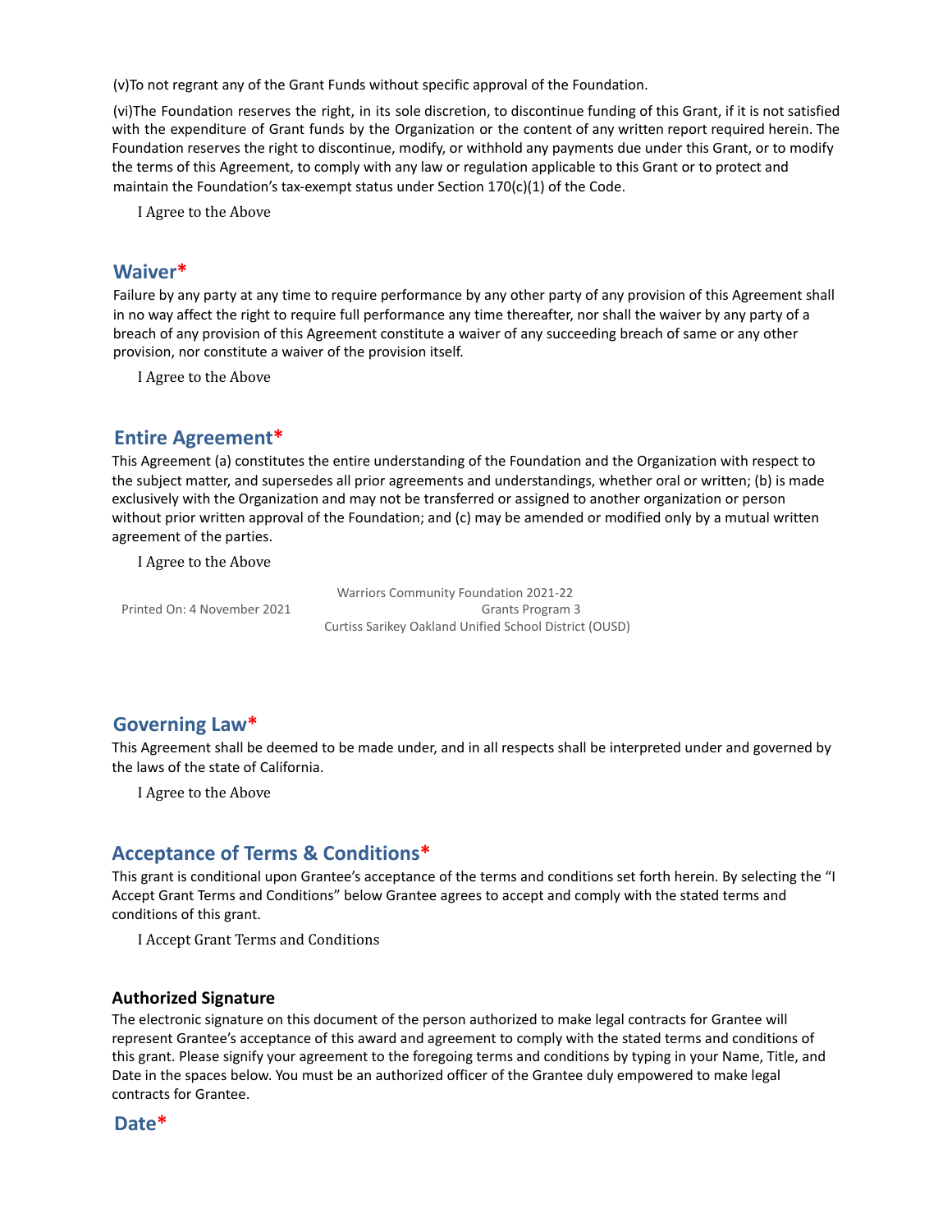(v)To not regrant any of the Grant Funds without specific approval of the Foundation.

(vi)The Foundation reserves the right, in its sole discretion, to discontinue funding of this Grant, if it is not satisfied with the expenditure of Grant funds by the Organization or the content of any written report required herein. The Foundation reserves the right to discontinue, modify, or withhold any payments due under this Grant, or to modify the terms of this Agreement, to comply with any law or regulation applicable to this Grant or to protect and maintain the Foundation's tax-exempt status under Section 170(c)(1) of the Code.

I Agree to the Above

## Waiver*

Failure by any party at any time to require performance by any other party of any provision of this Agreement shall in no way affect the right to require full performance any time thereafter, nor shall the waiver by any party of a breach of any provision of this Agreement constitute a waiver of any succeeding breach of same or any other provision, nor constitute a waiver of the provision itself.

I Agree to the Above

## Entire Agreement*

This Agreement (a) constitutes the entire understanding of the Foundation and the Organization with respect to the subject matter, and supersedes all prior agreements and understandings, whether oral or written; (b) is made exclusively with the Organization and may not be transferred or assigned to another organization or person without prior written approval of the Foundation; and (c) may be amended or modified only by a mutual written agreement of the parties.

I Agree to the Above

## Governing Law*

This Agreement shall be deemed to be made under, and in all respects shall be interpreted under and governed by the laws of the state of California.

I Agree to the Above

## Acceptance of Terms & Conditions*

This grant is conditional upon Grantee's acceptance of the terms and conditions set forth herein. By selecting the "I Accept Grant Terms and Conditions" below Grantee agrees to accept and comply with the stated terms and conditions of this grant.

I Accept Grant Terms and Conditions

### Authorized Signature

The electronic signature on this document of the person authorized to make legal contracts for Grantee will represent Grantee's acceptance of this award and agreement to comply with the stated terms and conditions of this grant. Please signify your agreement to the foregoing terms and conditions by typing in your Name, Title, and Date in the spaces below. You must be an authorized officer of the Grantee duly empowered to make legal contracts for Grantee.

## Date*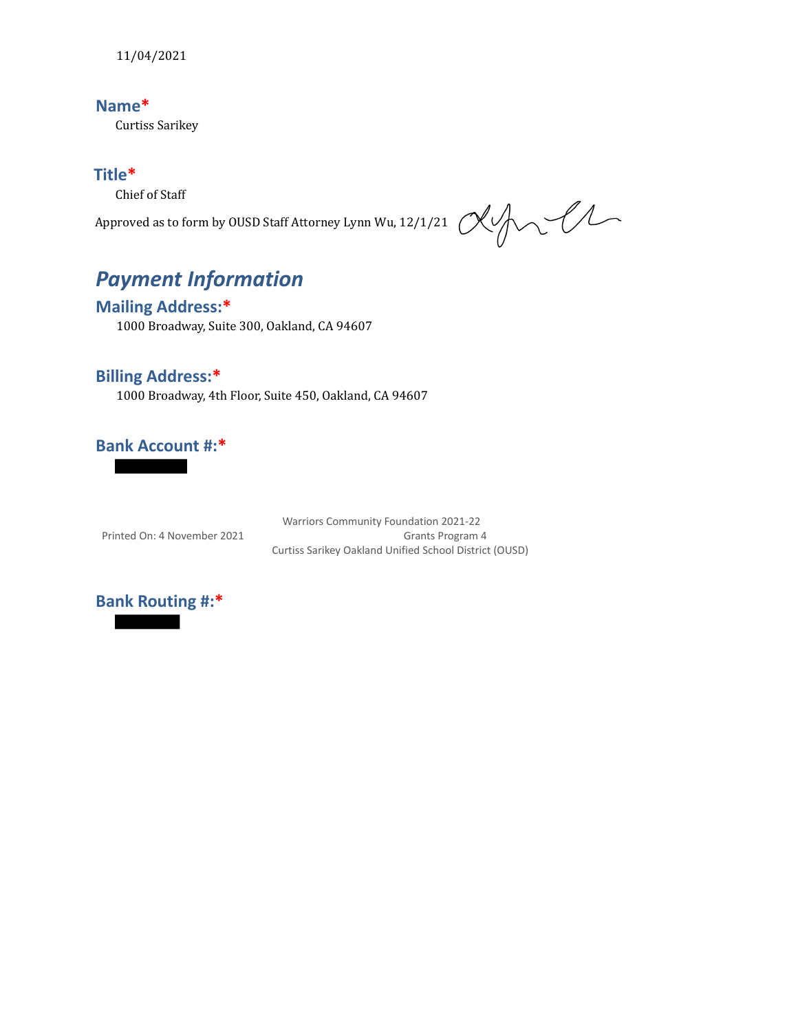11/04/2021

### Name*

Curtiss Sarikey

### Title*

Chief of Staff

Approved as to form by OUSD Staff Attorney Lynn Wu, 12/1/21

## *Payment Information*

### Mailing Address:*

1000 Broadway, Suite 300, Oakland, CA 94607

### Billing Address:*

1000 Broadway, 4th Floor, Suite 450, Oakland, CA 94607

### Bank Account #:*

[REDACTED]

### Bank Routing #:*

[REDACTED]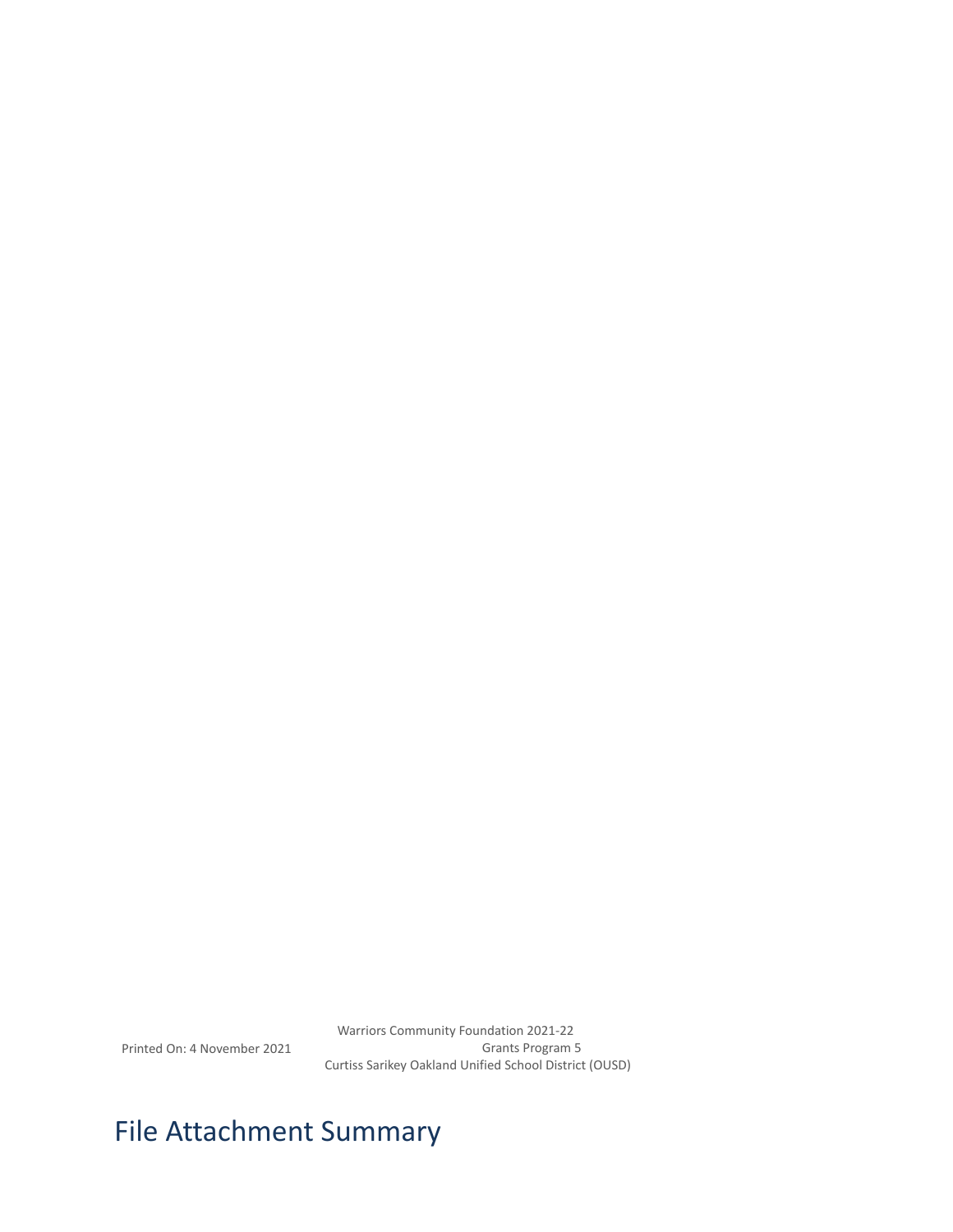# File Attachment Summary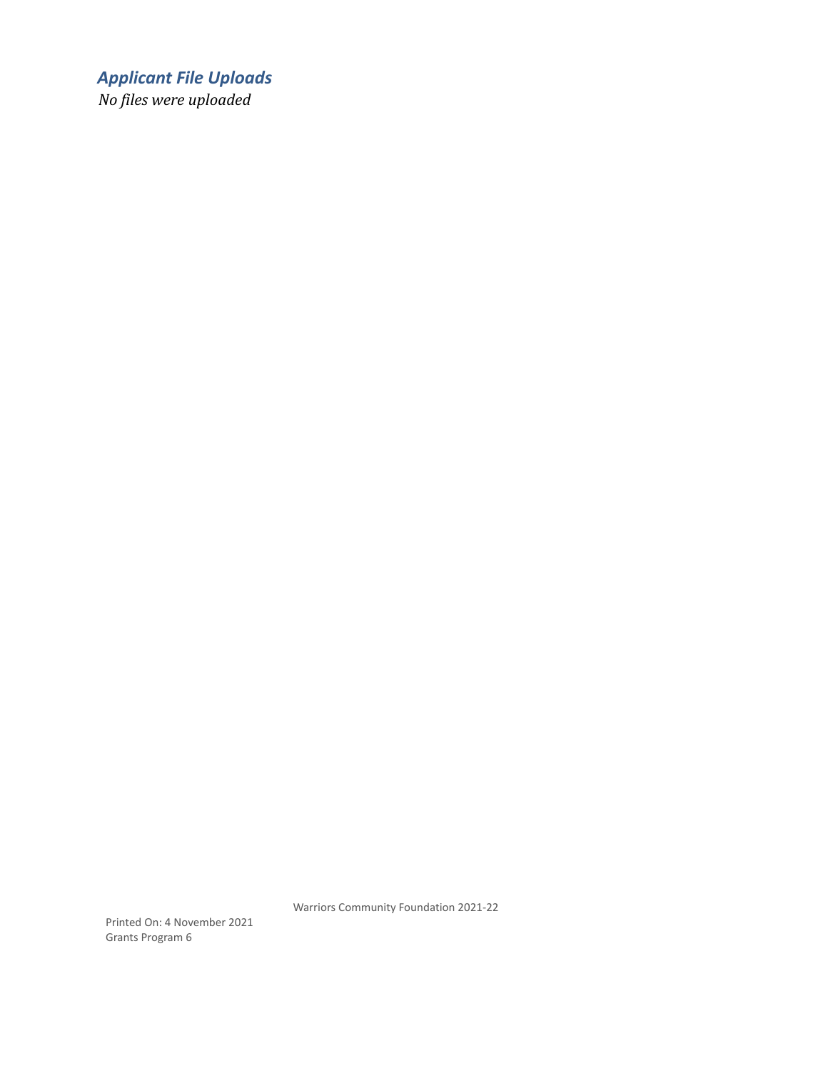## *Applicant File Uploads*

*No files were uploaded*